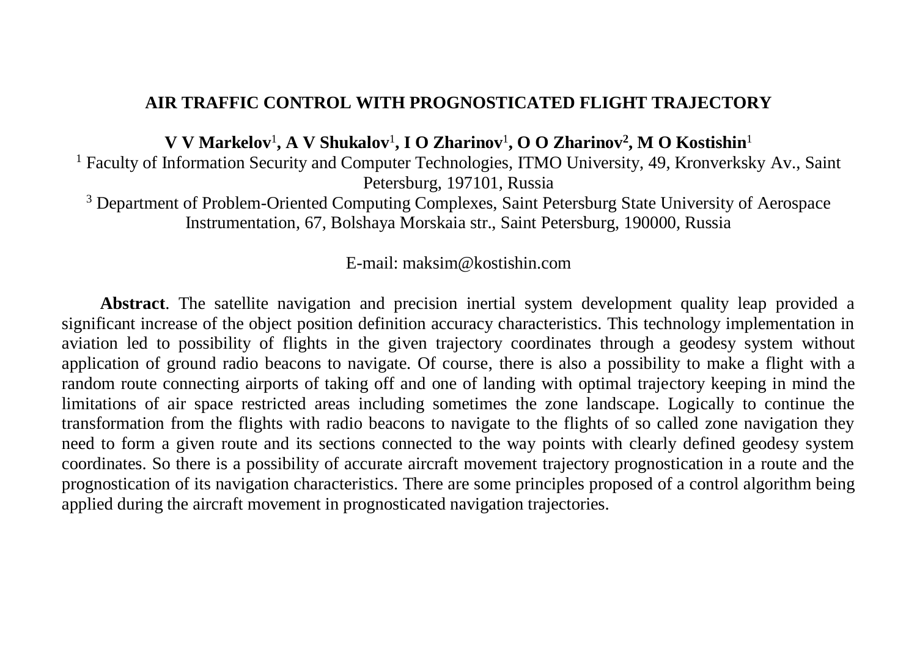# AIR TRAFFIC CONTROL WITH PROGNOSTICATED FLIGHT TRAJECTORY

**V V Markelov[1], A V Shukalov[1], I O Zharinov[1], O O Zharinov[2], M O Kostishin[1]**

[1] Faculty of Information Security and Computer Technologies, ITMO University, 49, Kronverksky Av., Saint Petersburg, 197101, Russia

[3] Department of Problem-Oriented Computing Complexes, Saint Petersburg State University of Aerospace Instrumentation, 67, Bolshaya Morskaia str., Saint Petersburg, 190000, Russia

E-mail: maksim@kostishin.com

**Abstract**. The satellite navigation and precision inertial system development quality leap provided a significant increase of the object position definition accuracy characteristics. This technology implementation in aviation led to possibility of flights in the given trajectory coordinates through a geodesy system without application of ground radio beacons to navigate. Of course, there is also a possibility to make a flight with a random route connecting airports of taking off and one of landing with optimal trajectory keeping in mind the limitations of air space restricted areas including sometimes the zone landscape. Logically to continue the transformation from the flights with radio beacons to navigate to the flights of so called zone navigation they need to form a given route and its sections connected to the way points with clearly defined geodesy system coordinates. So there is a possibility of accurate aircraft movement trajectory prognostication in a route and the prognostication of its navigation characteristics. There are some principles proposed of a control algorithm being applied during the aircraft movement in prognosticated navigation trajectories.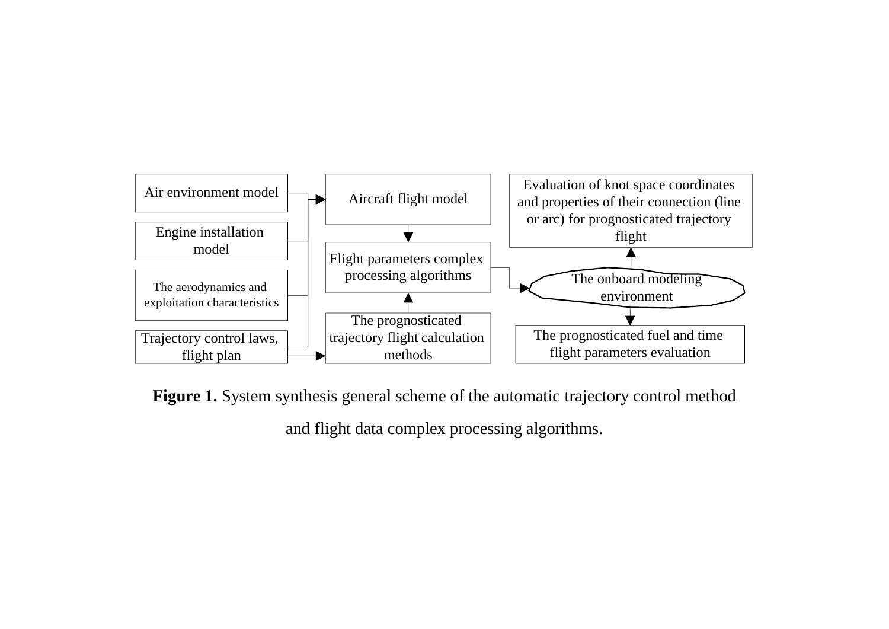Air environment model

Engine installation model

The aerodynamics and exploitation characteristics

Trajectory control laws, flight plan

Aircraft flight model

Flight parameters complex processing algorithms

The prognosticated trajectory flight calculation methods

Evaluation of knot space coordinates and properties of their connection (line or arc) for prognosticated trajectory flight

The onboard modeling environment

The prognosticated fuel and time flight parameters evaluation

**Figure 1.** System synthesis general scheme of the automatic trajectory control method and flight data complex processing algorithms.